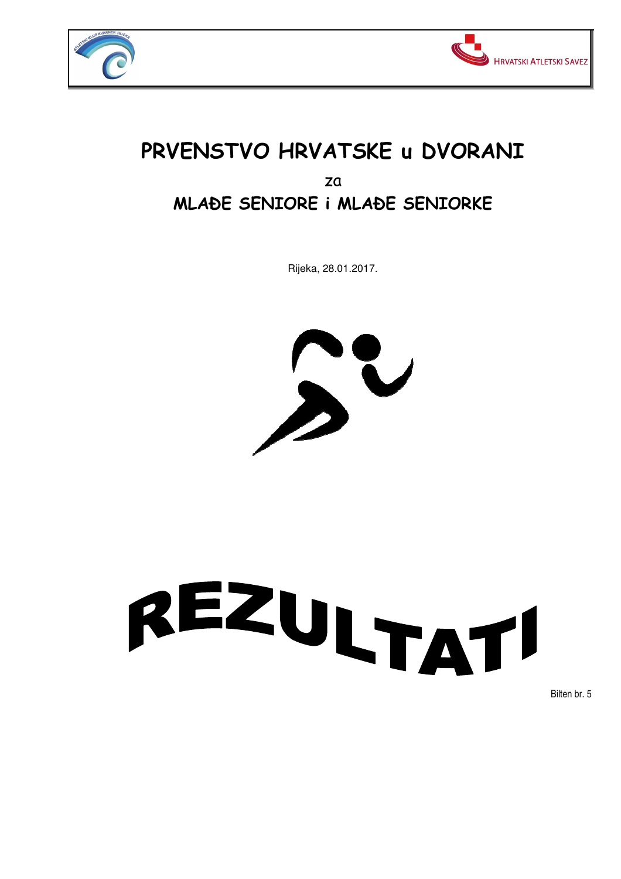HRVATSKI ATLETSKI SAVEZ

# PRVENSTVO HRVATSKE u DVORANI

za

## MLAĐE SENIORE i MLAĐE SENIORKE

Rijeka, 28.01.2017.

# REZULTATI

Bilten br. 5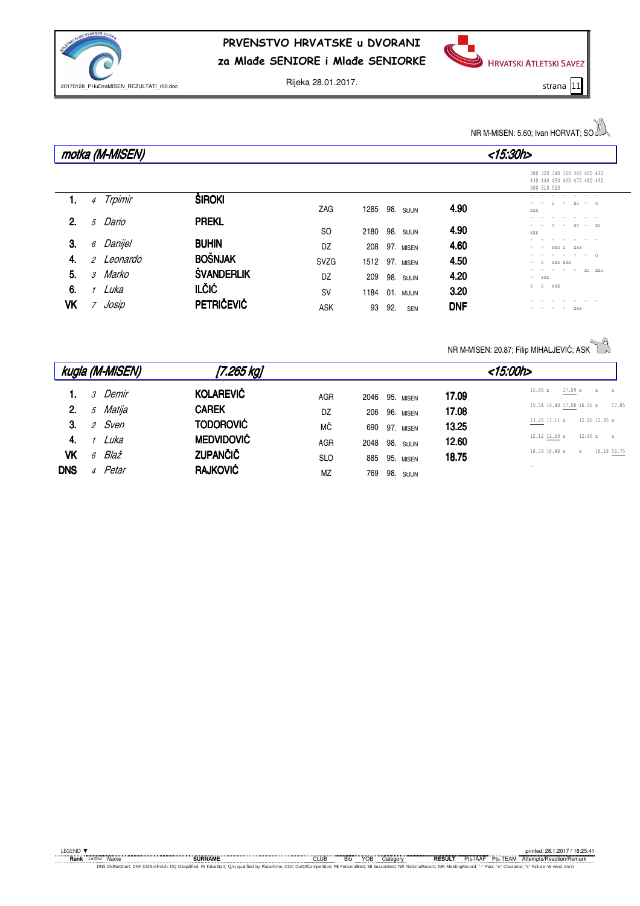# PRVENSTVO HRVATSKE u DVORANI
## za Mlađe SENIORE i Mlađe SENIORKE

Rijeka 28.01.2017.

NR M-MISEN: 5.60; Ivan HORVAT; SO

## motka (M-MISEN) <15:30h>

300 320 340 360 380 400 420 430 440 450 460 470 480 490 500 510 520

| Rank | Ln/Ord | Name | SURNAME | CLUB | Bib | YOB | Category | RESULT | Attempts |
|---|---|---|---|---|---|---|---|---|---|
| 1. | 4 | Trpimir | ŠIROKI | ZAG | 1285 | 98. | StJUN | 4.90 | - - - - - - - - - o - xo - o xxx |
| 2. | 5 | Dario | PREKL | SO | 2180 | 98. | StJUN | 4.90 | - - - - - - - - - o - xo - xo xxx |
| 3. | 6 | Danijel | BUHIN | DZ | 208 | 97. | MISEN | 4.60 | - - - - - - - - - xxo o xxx |
| 4. | 2 | Leonardo | BOŠNJAK | SVZG | 1512 | 97. | MISEN | 4.50 | - - - - - - o - o xxo xxx |
| 5. | 3 | Marko | ŠVANDERLIK | DZ | 209 | 98. | StJUN | 4.20 | - - - - - xo xxo - xxx |
| 6. | 1 | Luka | ILČIĆ | SV | 1184 | 01. | MIJUN | 3.20 | o o xxx |
| VK | 7 | Josip | PETRIČEVIĆ | ASK | 93 | 92. | SEN | DNF | - - - - - - - - - - - - xxx |

NR M-MISEN: 20.87; Filip MIHALJEVIĆ; ASK

## kugla (M-MISEN) [7.265 kg] <15:00h>

| Rank | Ln/Ord | Name | SURNAME | CLUB | Bib | YOB | Category | RESULT | Attempts |
|---|---|---|---|---|---|---|---|---|---|
| 1. | 3 | Demir | KOLAREVIĆ | AGR | 2046 | 95. | MISEN | 17.09 | 15.88 x 17.09 x x x |
| 2. | 5 | Matija | CAREK | DZ | 206 | 96. | MISEN | 17.08 | 15.54 16.40 17.08 16.96 x 17.05 |
| 3. | 2 | Sven | TODOROVIĆ | MČ | 690 | 97. | MISEN | 13.25 | 13.25 13.11 x 12.86 12.85 x |
| 4. | 1 | Luka | MEDVIDOVIĆ | AGR | 2048 | 98. | StJUN | 12.60 | 12.12 12.60 x 12.46 x x |
| VK | 6 | Blaž | ZUPANČIČ | SLO | 885 | 95. | MISEN | 18.75 | 18.39 18.48 x x 18.18 18.75 |
| DNS | 4 | Petar | RAJKOVIĆ | MZ | 769 | 98. | StJUN | | - |

LEGEND: Rank Ln/Ord Name SURNAME CLUB Bib YOB Category RESULT Pts-IAAF Pts-TEAM Attempts/Reaction/Remark

DNS DidNotStart; DNF DidNotFinish; DQ Disqualified; FS FalseStart; Q/q qualified by Place/time; OOC OutOfCompetition; PB PersonalBest; SB SeasonBest; NR NationalRecord; MR MeetingRecord; "-" Pass; "o" Clearance; "x" Failure; W-wind (m/s)

printed: 28.1.2017 / 18:25:41